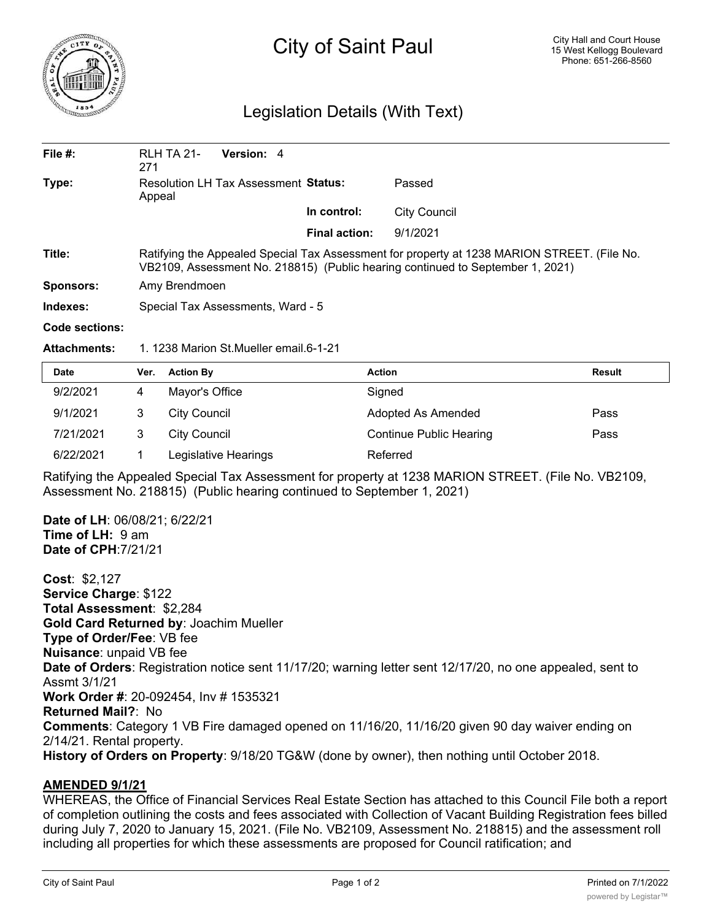# City of Saint Paul

City Hall and Court House
15 West Kellogg Boulevard
Phone: 651-266-8560

## Legislation Details (With Text)

| | | | |
|---|---|---|---|
| **File #:** | RLH TA 21-271 **Version:** 4 | | |
| **Type:** | Resolution LH Tax Assessment Appeal | **Status:** | Passed |
| | | **In control:** | City Council |
| | | **Final action:** | 9/1/2021 |

**Title:** Ratifying the Appealed Special Tax Assessment for property at 1238 MARION STREET. (File No. VB2109, Assessment No. 218815) (Public hearing continued to September 1, 2021)

**Sponsors:** Amy Brendmoen

**Indexes:** Special Tax Assessments, Ward - 5

**Code sections:**

**Attachments:** 1. 1238 Marion St.Mueller email.6-1-21

| Date | Ver. | Action By | Action | Result |
|---|---|---|---|---|
| 9/2/2021 | 4 | Mayor's Office | Signed | |
| 9/1/2021 | 3 | City Council | Adopted As Amended | Pass |
| 7/21/2021 | 3 | City Council | Continue Public Hearing | Pass |
| 6/22/2021 | 1 | Legislative Hearings | Referred | |

Ratifying the Appealed Special Tax Assessment for property at 1238 MARION STREET. (File No. VB2109, Assessment No. 218815) (Public hearing continued to September 1, 2021)

**Date of LH**: 06/08/21; 6/22/21
**Time of LH:** 9 am
**Date of CPH**:7/21/21

**Cost**: $2,127
**Service Charge**: $122
**Total Assessment**: $2,284
**Gold Card Returned by**: Joachim Mueller
**Type of Order/Fee**: VB fee
**Nuisance**: unpaid VB fee
**Date of Orders**: Registration notice sent 11/17/20; warning letter sent 12/17/20, no one appealed, sent to Assmt 3/1/21
**Work Order #**: 20-092454, Inv # 1535321
**Returned Mail?**: No
**Comments**: Category 1 VB Fire damaged opened on 11/16/20, 11/16/20 given 90 day waiver ending on 2/14/21. Rental property.
**History of Orders on Property**: 9/18/20 TG&W (done by owner), then nothing until October 2018.

**AMENDED 9/1/21**

WHEREAS, the Office of Financial Services Real Estate Section has attached to this Council File both a report of completion outlining the costs and fees associated with Collection of Vacant Building Registration fees billed during July 7, 2020 to January 15, 2021. (File No. VB2109, Assessment No. 218815) and the assessment roll including all properties for which these assessments are proposed for Council ratification; and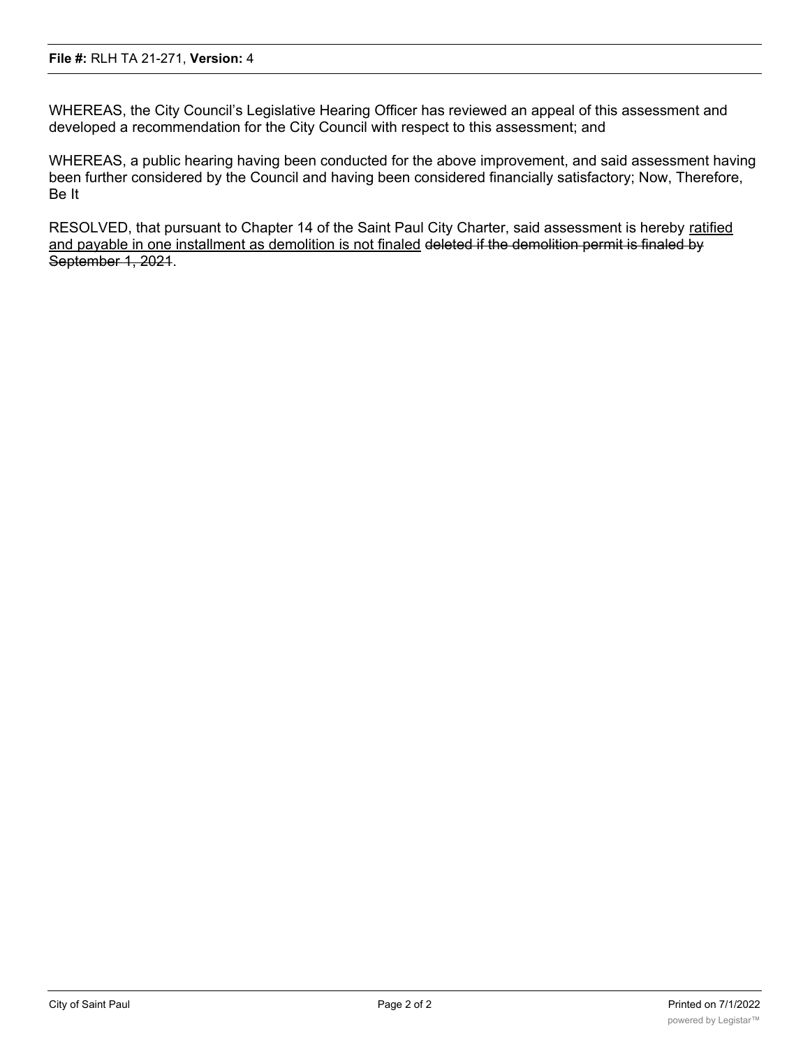WHEREAS, the City Council's Legislative Hearing Officer has reviewed an appeal of this assessment and developed a recommendation for the City Council with respect to this assessment; and

WHEREAS, a public hearing having been conducted for the above improvement, and said assessment having been further considered by the Council and having been considered financially satisfactory; Now, Therefore, Be It

RESOLVED, that pursuant to Chapter 14 of the Saint Paul City Charter, said assessment is hereby <u>ratified and payable in one installment as demolition is not finaled</u> ~~deleted if the demolition permit is finaled by September 1, 2021~~.